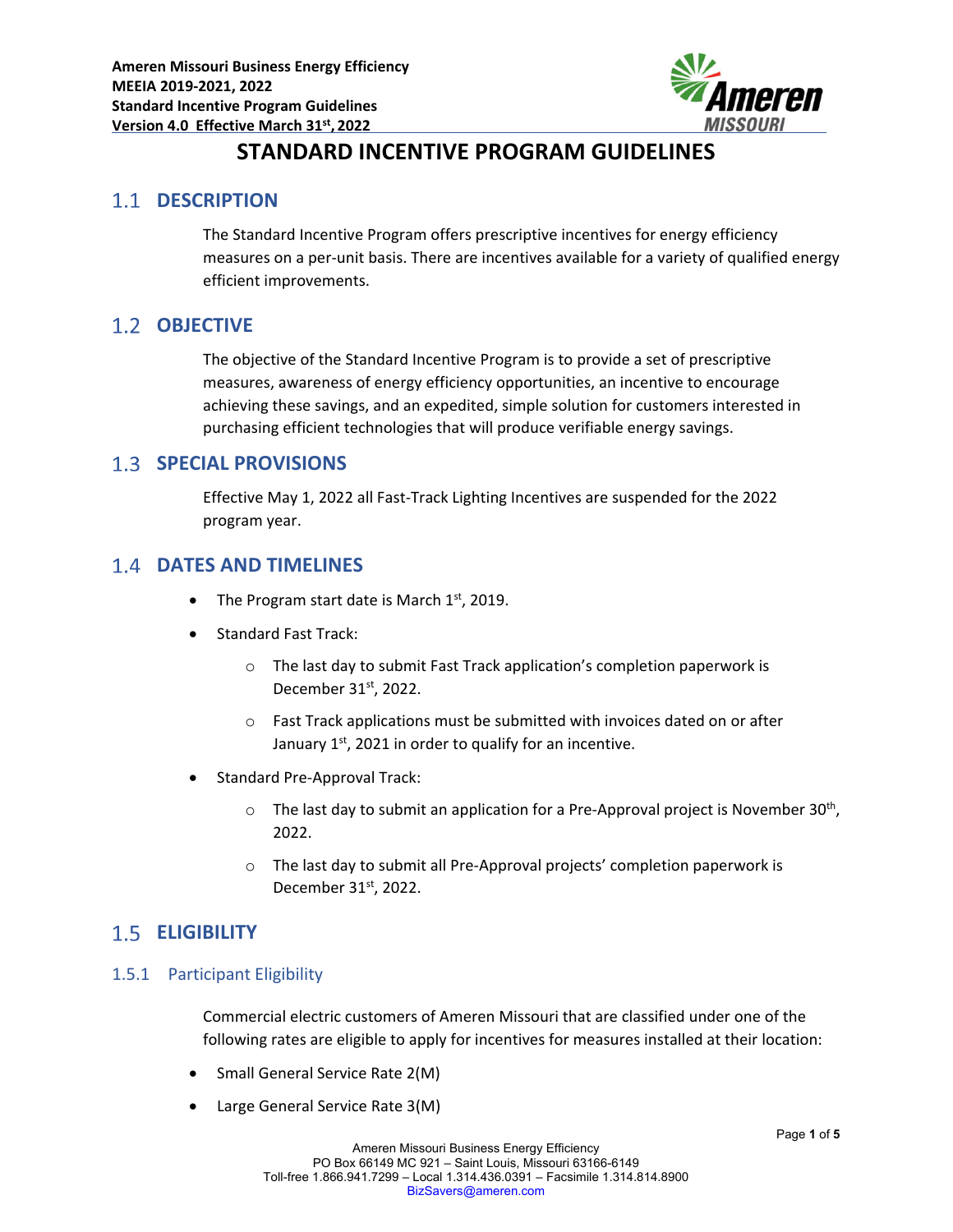# STANDARD INCENTIVE PROGRAM GUIDELINES

## 1.1 DESCRIPTION

The Standard Incentive Program offers prescriptive incentives for energy efficiency measures on a per-unit basis. There are incentives available for a variety of qualified energy efficient improvements.

## 1.2 OBJECTIVE

The objective of the Standard Incentive Program is to provide a set of prescriptive measures, awareness of energy efficiency opportunities, an incentive to encourage achieving these savings, and an expedited, simple solution for customers interested in purchasing efficient technologies that will produce verifiable energy savings.

## 1.3 SPECIAL PROVISIONS

Effective May 1, 2022 all Fast-Track Lighting Incentives are suspended for the 2022 program year.

## 1.4 DATES AND TIMELINES

- The Program start date is March 1st, 2019.
- Standard Fast Track:
  - The last day to submit Fast Track application's completion paperwork is December 31st, 2022.
  - Fast Track applications must be submitted with invoices dated on or after January 1st, 2021 in order to qualify for an incentive.
- Standard Pre-Approval Track:
  - The last day to submit an application for a Pre-Approval project is November 30th, 2022.
  - The last day to submit all Pre-Approval projects' completion paperwork is December 31st, 2022.

## 1.5 ELIGIBILITY

### 1.5.1 Participant Eligibility

Commercial electric customers of Ameren Missouri that are classified under one of the following rates are eligible to apply for incentives for measures installed at their location:

- Small General Service Rate 2(M)
- Large General Service Rate 3(M)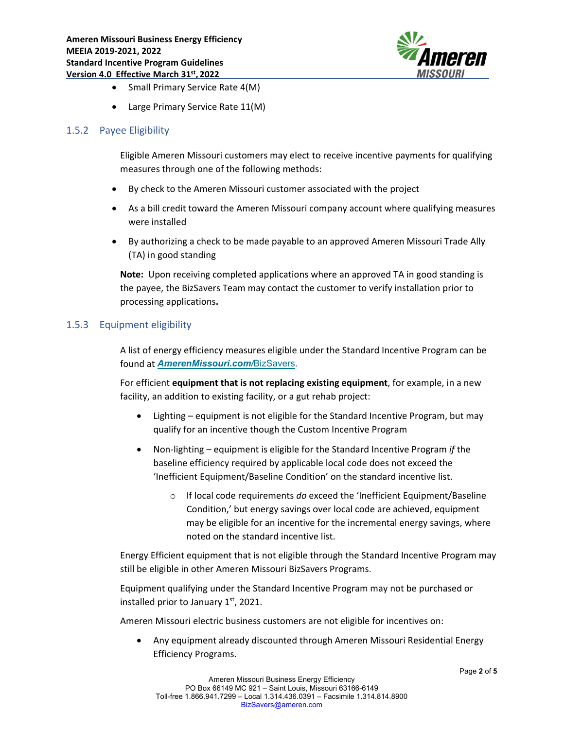- Small Primary Service Rate 4(M)
- Large Primary Service Rate 11(M)

### 1.5.2 Payee Eligibility

Eligible Ameren Missouri customers may elect to receive incentive payments for qualifying measures through one of the following methods:

- By check to the Ameren Missouri customer associated with the project
- As a bill credit toward the Ameren Missouri company account where qualifying measures were installed
- By authorizing a check to be made payable to an approved Ameren Missouri Trade Ally (TA) in good standing

**Note:** Upon receiving completed applications where an approved TA in good standing is the payee, the BizSavers Team may contact the customer to verify installation prior to processing applications**.**

### 1.5.3 Equipment eligibility

A list of energy efficiency measures eligible under the Standard Incentive Program can be found at ***AmerenMissouri.com/***BizSavers.

For efficient **equipment that is not replacing existing equipment**, for example, in a new facility, an addition to existing facility, or a gut rehab project:

- Lighting – equipment is not eligible for the Standard Incentive Program, but may qualify for an incentive though the Custom Incentive Program
- Non-lighting – equipment is eligible for the Standard Incentive Program *if* the baseline efficiency required by applicable local code does not exceed the 'Inefficient Equipment/Baseline Condition' on the standard incentive list.
  - If local code requirements *do* exceed the 'Inefficient Equipment/Baseline Condition,' but energy savings over local code are achieved, equipment may be eligible for an incentive for the incremental energy savings, where noted on the standard incentive list.

Energy Efficient equipment that is not eligible through the Standard Incentive Program may still be eligible in other Ameren Missouri BizSavers Programs.

Equipment qualifying under the Standard Incentive Program may not be purchased or installed prior to January 1st, 2021.

Ameren Missouri electric business customers are not eligible for incentives on:

- Any equipment already discounted through Ameren Missouri Residential Energy Efficiency Programs.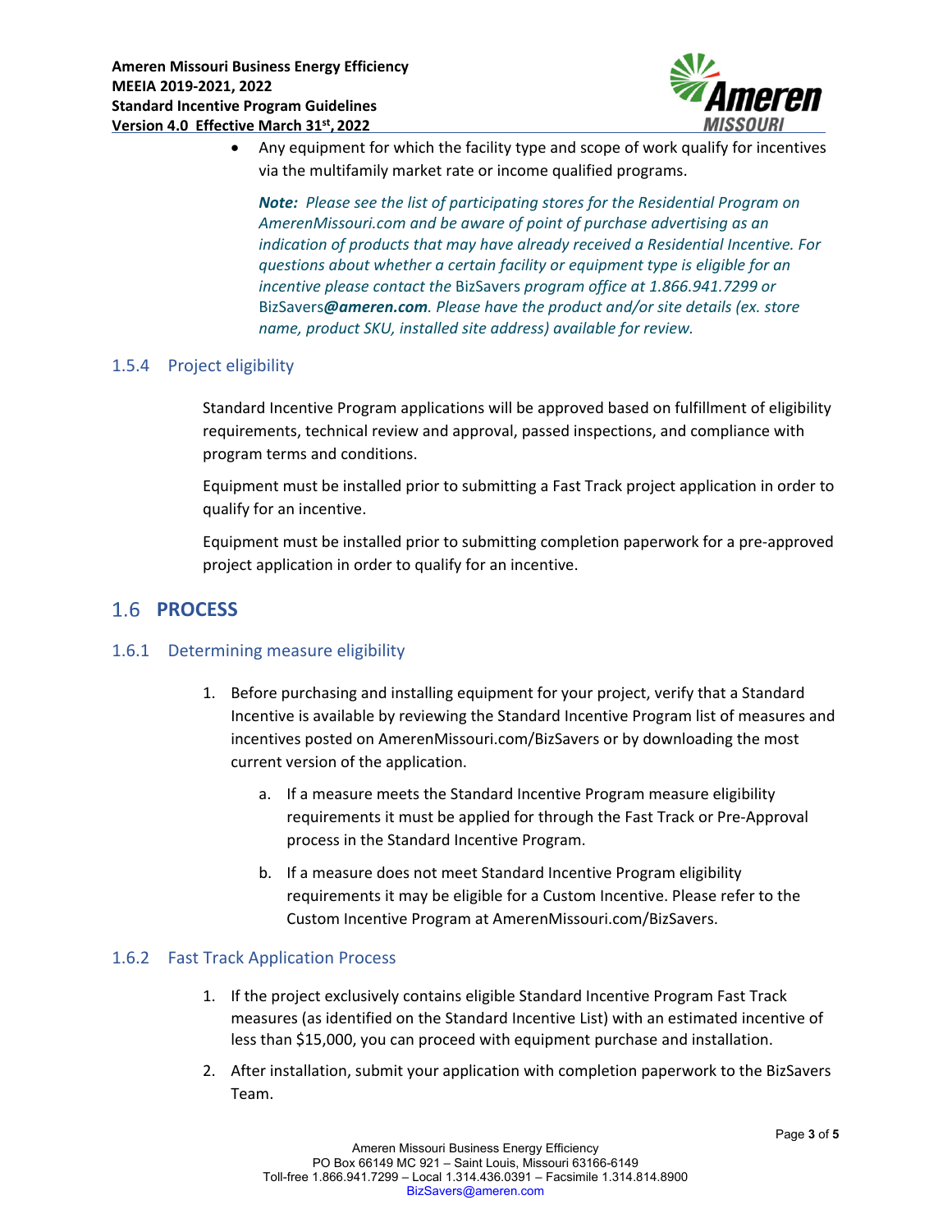- Any equipment for which the facility type and scope of work qualify for incentives via the multifamily market rate or income qualified programs.

  ***Note:*** *Please see the list of participating stores for the Residential Program on AmerenMissouri.com and be aware of point of purchase advertising as an indication of products that may have already received a Residential Incentive. For questions about whether a certain facility or equipment type is eligible for an incentive please contact the* BizSavers *program office at 1.866.941.7299 or* BizSavers***@ameren.com****. Please have the product and/or site details (ex. store name, product SKU, installed site address) available for review.*

### 1.5.4 Project eligibility

Standard Incentive Program applications will be approved based on fulfillment of eligibility requirements, technical review and approval, passed inspections, and compliance with program terms and conditions.

Equipment must be installed prior to submitting a Fast Track project application in order to qualify for an incentive.

Equipment must be installed prior to submitting completion paperwork for a pre-approved project application in order to qualify for an incentive.

## 1.6 PROCESS

### 1.6.1 Determining measure eligibility

1. Before purchasing and installing equipment for your project, verify that a Standard Incentive is available by reviewing the Standard Incentive Program list of measures and incentives posted on AmerenMissouri.com/BizSavers or by downloading the most current version of the application.
   a. If a measure meets the Standard Incentive Program measure eligibility requirements it must be applied for through the Fast Track or Pre-Approval process in the Standard Incentive Program.
   b. If a measure does not meet Standard Incentive Program eligibility requirements it may be eligible for a Custom Incentive. Please refer to the Custom Incentive Program at AmerenMissouri.com/BizSavers.

### 1.6.2 Fast Track Application Process

1. If the project exclusively contains eligible Standard Incentive Program Fast Track measures (as identified on the Standard Incentive List) with an estimated incentive of less than $15,000, you can proceed with equipment purchase and installation.
2. After installation, submit your application with completion paperwork to the BizSavers Team.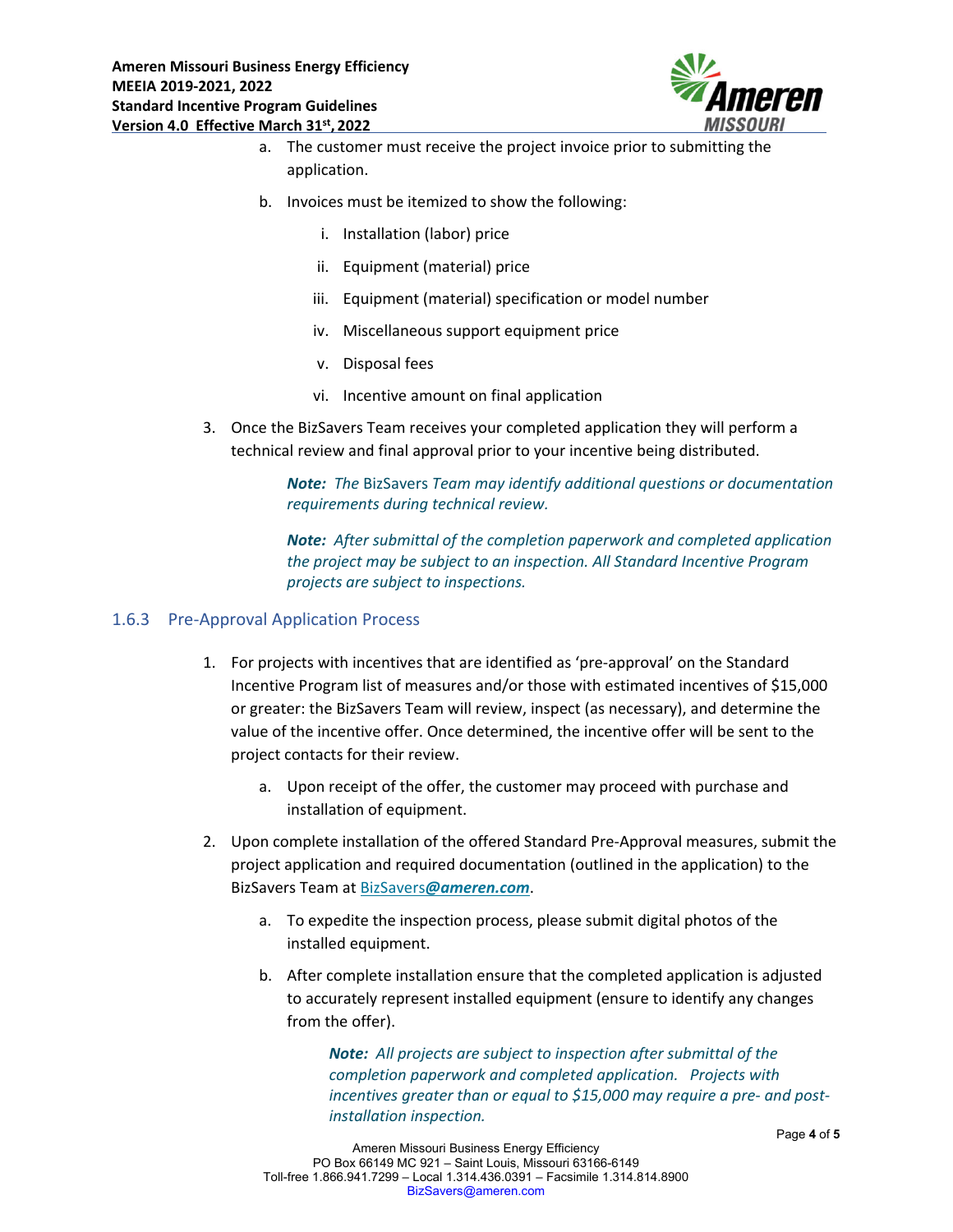a. The customer must receive the project invoice prior to submitting the application.

b. Invoices must be itemized to show the following:

   i. Installation (labor) price

   ii. Equipment (material) price

   iii. Equipment (material) specification or model number

   iv. Miscellaneous support equipment price

   v. Disposal fees

   vi. Incentive amount on final application

3. Once the BizSavers Team receives your completed application they will perform a technical review and final approval prior to your incentive being distributed.

   ***Note:*** *The* BizSavers *Team may identify additional questions or documentation requirements during technical review.*

   ***Note:*** *After submittal of the completion paperwork and completed application the project may be subject to an inspection. All Standard Incentive Program projects are subject to inspections.*

### 1.6.3 Pre-Approval Application Process

1. For projects with incentives that are identified as 'pre-approval' on the Standard Incentive Program list of measures and/or those with estimated incentives of $15,000 or greater: the BizSavers Team will review, inspect (as necessary), and determine the value of the incentive offer. Once determined, the incentive offer will be sent to the project contacts for their review.

   a. Upon receipt of the offer, the customer may proceed with purchase and installation of equipment.

2. Upon complete installation of the offered Standard Pre-Approval measures, submit the project application and required documentation (outlined in the application) to the BizSavers Team at BizSavers***@ameren.com***.

   a. To expedite the inspection process, please submit digital photos of the installed equipment.

   b. After complete installation ensure that the completed application is adjusted to accurately represent installed equipment (ensure to identify any changes from the offer).

   ***Note:*** *All projects are subject to inspection after submittal of the completion paperwork and completed application. Projects with incentives greater than or equal to $15,000 may require a pre- and post-installation inspection.*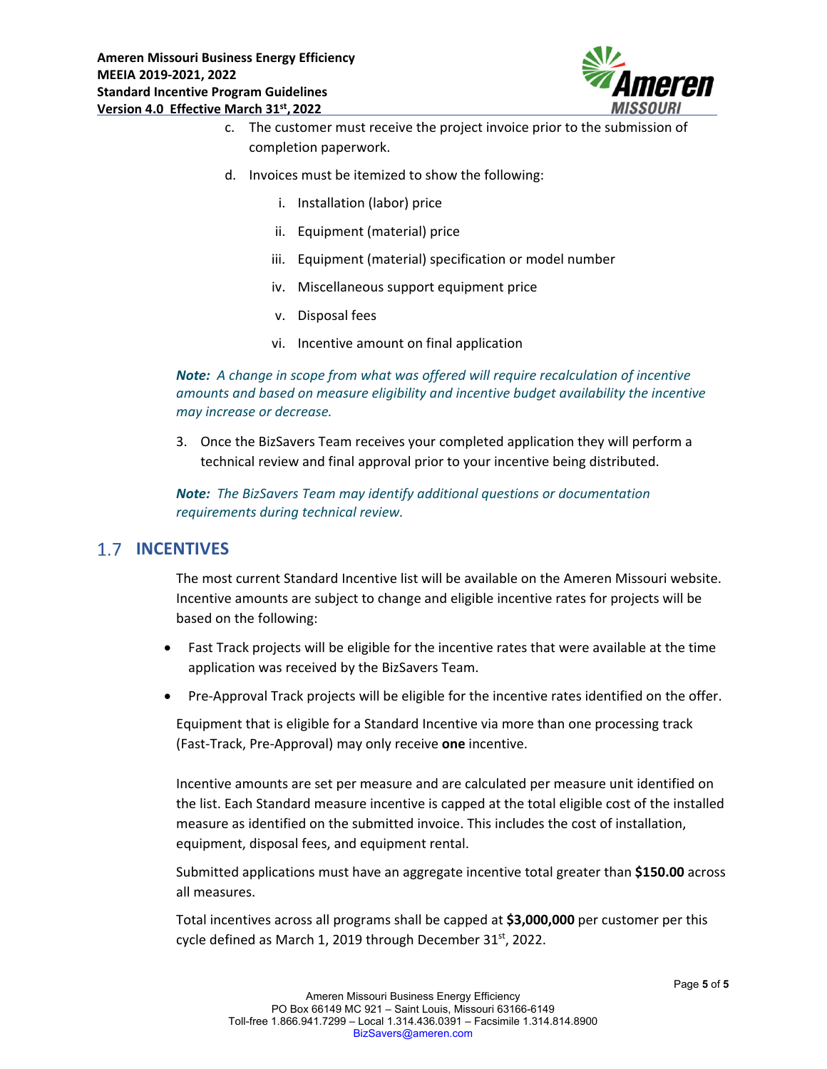c. The customer must receive the project invoice prior to the submission of completion paperwork.

d. Invoices must be itemized to show the following:

   i. Installation (labor) price

   ii. Equipment (material) price

   iii. Equipment (material) specification or model number

   iv. Miscellaneous support equipment price

   v. Disposal fees

   vi. Incentive amount on final application

***Note:*** *A change in scope from what was offered will require recalculation of incentive amounts and based on measure eligibility and incentive budget availability the incentive may increase or decrease.*

3. Once the BizSavers Team receives your completed application they will perform a technical review and final approval prior to your incentive being distributed.

***Note:*** *The BizSavers Team may identify additional questions or documentation requirements during technical review.*

## 1.7 INCENTIVES

The most current Standard Incentive list will be available on the Ameren Missouri website. Incentive amounts are subject to change and eligible incentive rates for projects will be based on the following:

- Fast Track projects will be eligible for the incentive rates that were available at the time application was received by the BizSavers Team.
- Pre-Approval Track projects will be eligible for the incentive rates identified on the offer.

Equipment that is eligible for a Standard Incentive via more than one processing track (Fast-Track, Pre-Approval) may only receive **one** incentive.

Incentive amounts are set per measure and are calculated per measure unit identified on the list. Each Standard measure incentive is capped at the total eligible cost of the installed measure as identified on the submitted invoice. This includes the cost of installation, equipment, disposal fees, and equipment rental.

Submitted applications must have an aggregate incentive total greater than **$150.00** across all measures.

Total incentives across all programs shall be capped at **$3,000,000** per customer per this cycle defined as March 1, 2019 through December 31st, 2022.